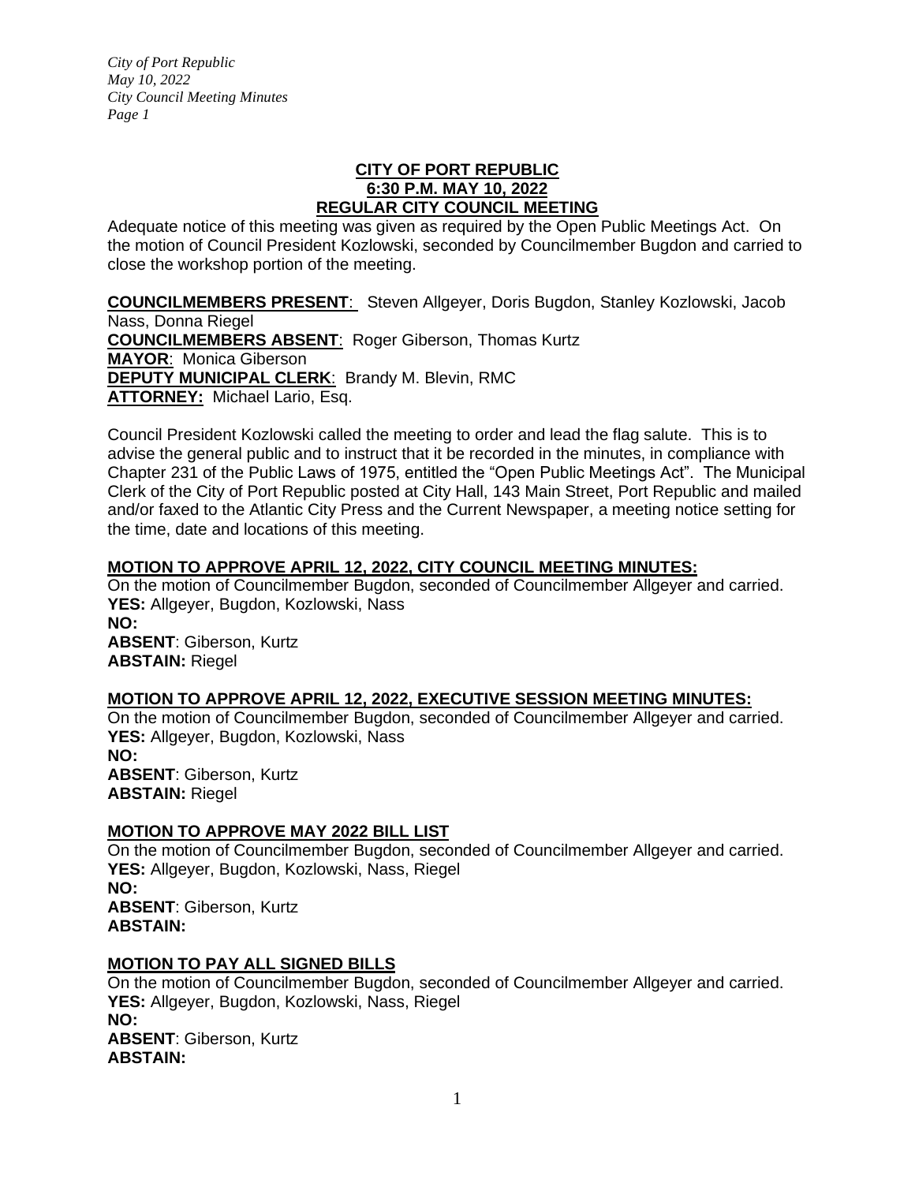**CITY OF PORT REPUBLIC**
**6:30 P.M. MAY 10, 2022**
**REGULAR CITY COUNCIL MEETING**

Adequate notice of this meeting was given as required by the Open Public Meetings Act. On the motion of Council President Kozlowski, seconded by Councilmember Bugdon and carried to close the workshop portion of the meeting.

**COUNCILMEMBERS PRESENT**: Steven Allgeyer, Doris Bugdon, Stanley Kozlowski, Jacob Nass, Donna Riegel
**COUNCILMEMBERS ABSENT**: Roger Giberson, Thomas Kurtz
**MAYOR**: Monica Giberson
**DEPUTY MUNICIPAL CLERK**: Brandy M. Blevin, RMC
**ATTORNEY:** Michael Lario, Esq.

Council President Kozlowski called the meeting to order and lead the flag salute. This is to advise the general public and to instruct that it be recorded in the minutes, in compliance with Chapter 231 of the Public Laws of 1975, entitled the "Open Public Meetings Act". The Municipal Clerk of the City of Port Republic posted at City Hall, 143 Main Street, Port Republic and mailed and/or faxed to the Atlantic City Press and the Current Newspaper, a meeting notice setting for the time, date and locations of this meeting.

**MOTION TO APPROVE APRIL 12, 2022, CITY COUNCIL MEETING MINUTES:**

On the motion of Councilmember Bugdon, seconded of Councilmember Allgeyer and carried.
**YES:** Allgeyer, Bugdon, Kozlowski, Nass
**NO:**
**ABSENT**: Giberson, Kurtz
**ABSTAIN:** Riegel

**MOTION TO APPROVE APRIL 12, 2022, EXECUTIVE SESSION MEETING MINUTES:**

On the motion of Councilmember Bugdon, seconded of Councilmember Allgeyer and carried.
**YES:** Allgeyer, Bugdon, Kozlowski, Nass
**NO:**
**ABSENT**: Giberson, Kurtz
**ABSTAIN:** Riegel

**MOTION TO APPROVE MAY 2022 BILL LIST**

On the motion of Councilmember Bugdon, seconded of Councilmember Allgeyer and carried.
**YES:** Allgeyer, Bugdon, Kozlowski, Nass, Riegel
**NO:**
**ABSENT**: Giberson, Kurtz
**ABSTAIN:**

**MOTION TO PAY ALL SIGNED BILLS**

On the motion of Councilmember Bugdon, seconded of Councilmember Allgeyer and carried.
**YES:** Allgeyer, Bugdon, Kozlowski, Nass, Riegel
**NO:**
**ABSENT**: Giberson, Kurtz
**ABSTAIN:**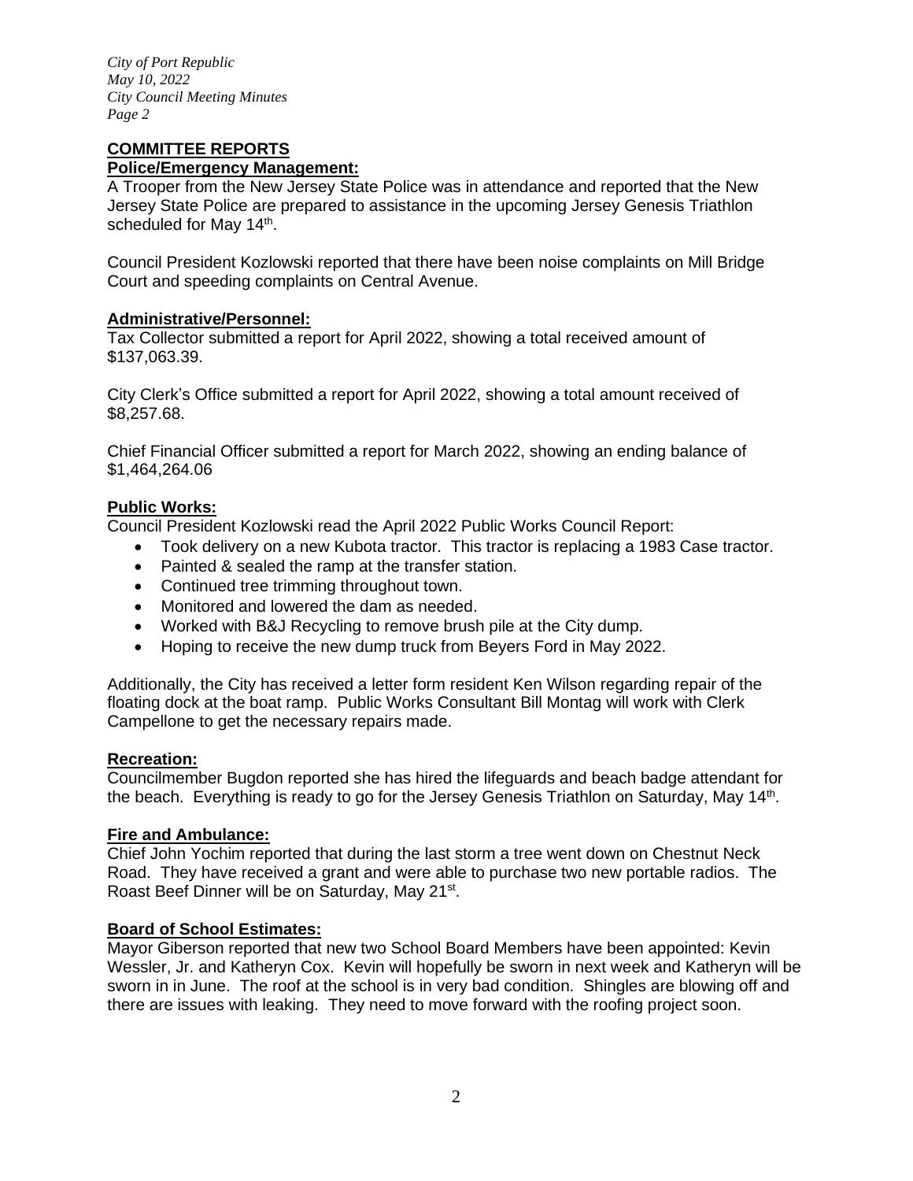## COMMITTEE REPORTS

### Police/Emergency Management:

A Trooper from the New Jersey State Police was in attendance and reported that the New Jersey State Police are prepared to assistance in the upcoming Jersey Genesis Triathlon scheduled for May 14th.

Council President Kozlowski reported that there have been noise complaints on Mill Bridge Court and speeding complaints on Central Avenue.

### Administrative/Personnel:

Tax Collector submitted a report for April 2022, showing a total received amount of $137,063.39.

City Clerk's Office submitted a report for April 2022, showing a total amount received of $8,257.68.

Chief Financial Officer submitted a report for March 2022, showing an ending balance of $1,464,264.06

### Public Works:

Council President Kozlowski read the April 2022 Public Works Council Report:

- Took delivery on a new Kubota tractor. This tractor is replacing a 1983 Case tractor.
- Painted & sealed the ramp at the transfer station.
- Continued tree trimming throughout town.
- Monitored and lowered the dam as needed.
- Worked with B&J Recycling to remove brush pile at the City dump.
- Hoping to receive the new dump truck from Beyers Ford in May 2022.

Additionally, the City has received a letter form resident Ken Wilson regarding repair of the floating dock at the boat ramp. Public Works Consultant Bill Montag will work with Clerk Campellone to get the necessary repairs made.

### Recreation:

Councilmember Bugdon reported she has hired the lifeguards and beach badge attendant for the beach. Everything is ready to go for the Jersey Genesis Triathlon on Saturday, May 14th.

### Fire and Ambulance:

Chief John Yochim reported that during the last storm a tree went down on Chestnut Neck Road. They have received a grant and were able to purchase two new portable radios. The Roast Beef Dinner will be on Saturday, May 21st.

### Board of School Estimates:

Mayor Giberson reported that new two School Board Members have been appointed: Kevin Wessler, Jr. and Katheryn Cox. Kevin will hopefully be sworn in next week and Katheryn will be sworn in in June. The roof at the school is in very bad condition. Shingles are blowing off and there are issues with leaking. They need to move forward with the roofing project soon.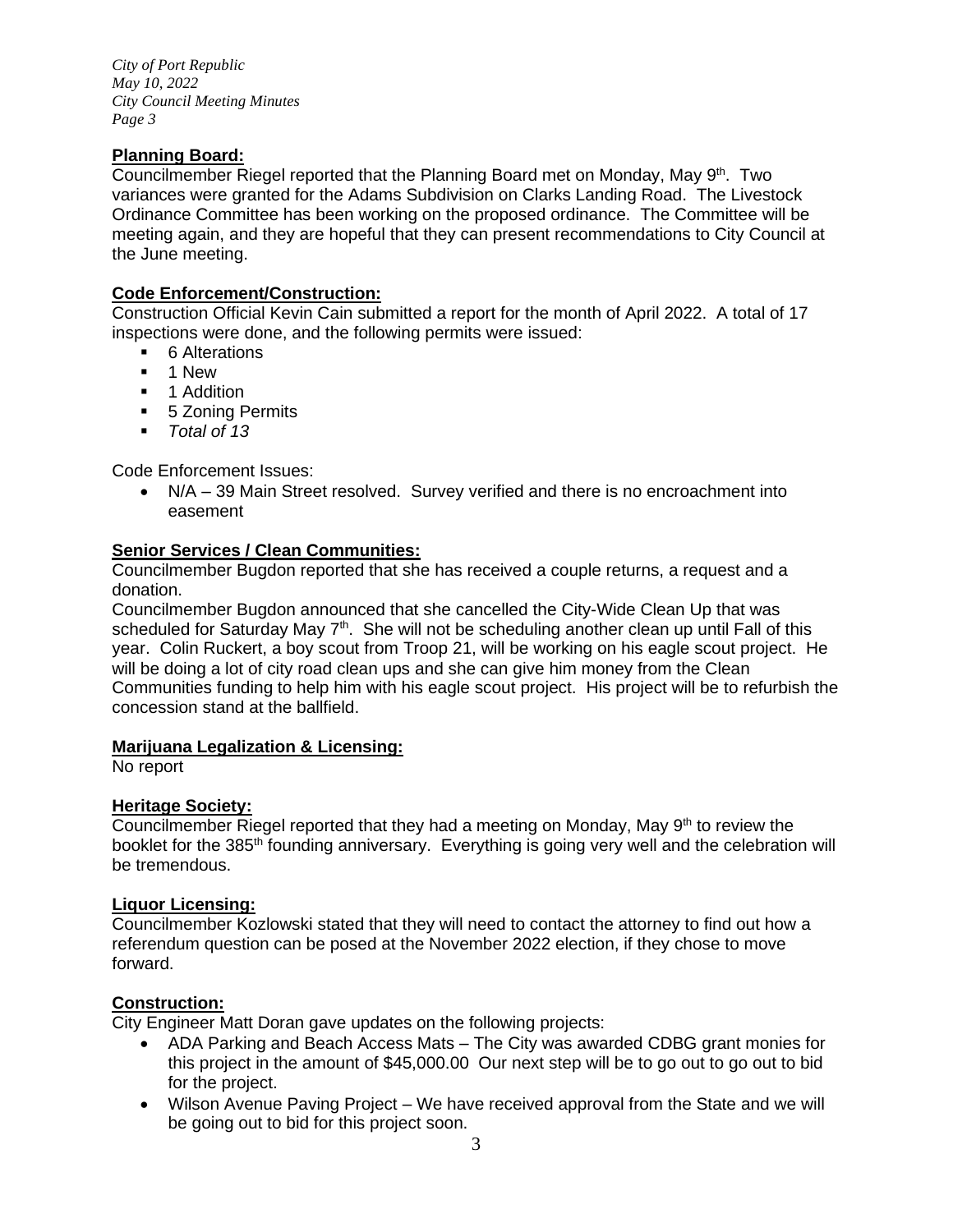**Planning Board:**
Councilmember Riegel reported that the Planning Board met on Monday, May 9th. Two variances were granted for the Adams Subdivision on Clarks Landing Road. The Livestock Ordinance Committee has been working on the proposed ordinance. The Committee will be meeting again, and they are hopeful that they can present recommendations to City Council at the June meeting.

**Code Enforcement/Construction:**
Construction Official Kevin Cain submitted a report for the month of April 2022. A total of 17 inspections were done, and the following permits were issued:

- 6 Alterations
- 1 New
- 1 Addition
- 5 Zoning Permits
- *Total of 13*

Code Enforcement Issues:

- N/A – 39 Main Street resolved. Survey verified and there is no encroachment into easement

**Senior Services / Clean Communities:**
Councilmember Bugdon reported that she has received a couple returns, a request and a donation.
Councilmember Bugdon announced that she cancelled the City-Wide Clean Up that was scheduled for Saturday May 7th. She will not be scheduling another clean up until Fall of this year. Colin Ruckert, a boy scout from Troop 21, will be working on his eagle scout project. He will be doing a lot of city road clean ups and she can give him money from the Clean Communities funding to help him with his eagle scout project. His project will be to refurbish the concession stand at the ballfield.

**Marijuana Legalization & Licensing:**
No report

**Heritage Society:**
Councilmember Riegel reported that they had a meeting on Monday, May 9th to review the booklet for the 385th founding anniversary. Everything is going very well and the celebration will be tremendous.

**Liquor Licensing:**
Councilmember Kozlowski stated that they will need to contact the attorney to find out how a referendum question can be posed at the November 2022 election, if they chose to move forward.

**Construction:**
City Engineer Matt Doran gave updates on the following projects:

- ADA Parking and Beach Access Mats – The City was awarded CDBG grant monies for this project in the amount of $45,000.00 Our next step will be to go out to go out to bid for the project.
- Wilson Avenue Paving Project – We have received approval from the State and we will be going out to bid for this project soon.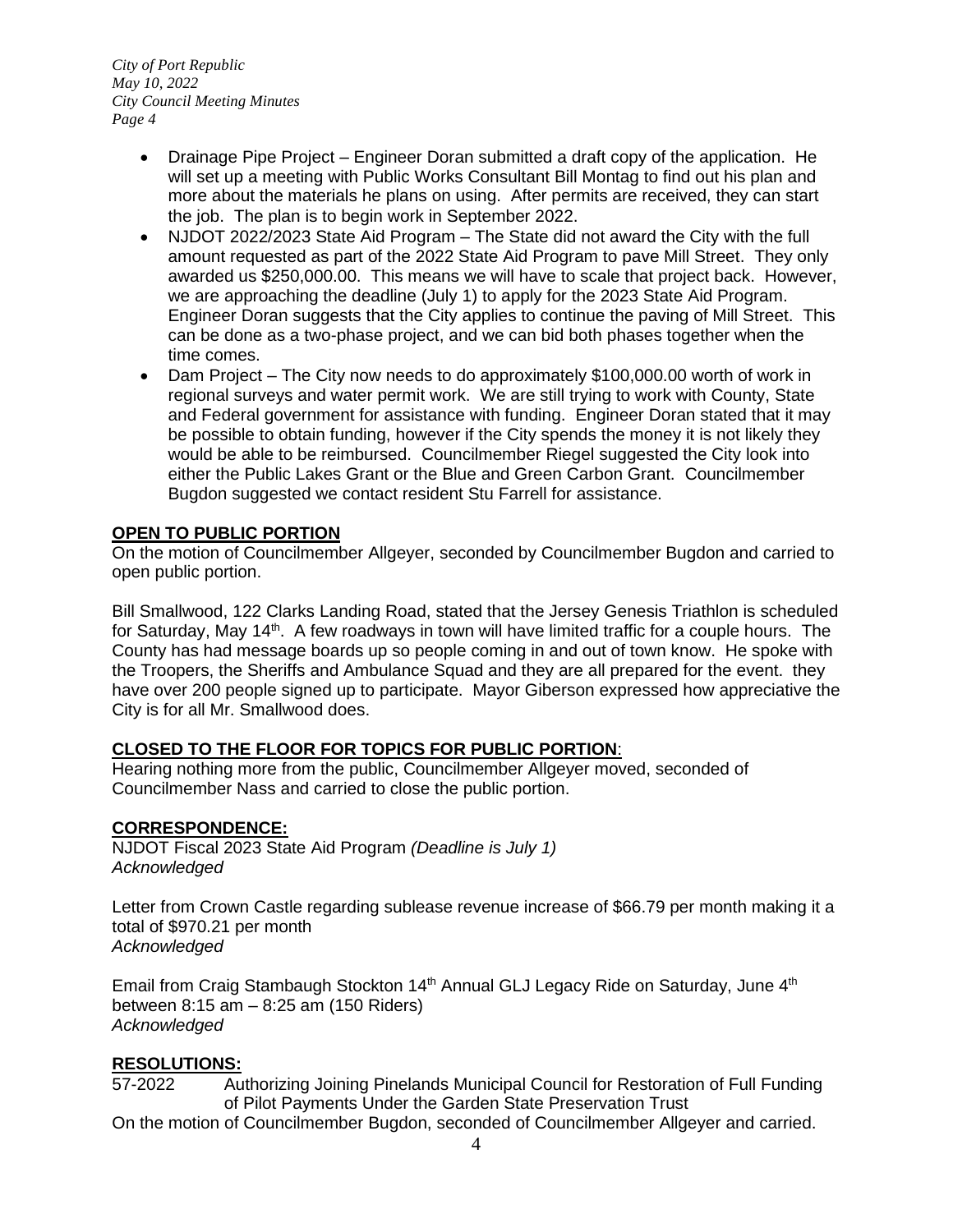- Drainage Pipe Project – Engineer Doran submitted a draft copy of the application. He will set up a meeting with Public Works Consultant Bill Montag to find out his plan and more about the materials he plans on using. After permits are received, they can start the job. The plan is to begin work in September 2022.
- NJDOT 2022/2023 State Aid Program – The State did not award the City with the full amount requested as part of the 2022 State Aid Program to pave Mill Street. They only awarded us $250,000.00. This means we will have to scale that project back. However, we are approaching the deadline (July 1) to apply for the 2023 State Aid Program. Engineer Doran suggests that the City applies to continue the paving of Mill Street. This can be done as a two-phase project, and we can bid both phases together when the time comes.
- Dam Project – The City now needs to do approximately $100,000.00 worth of work in regional surveys and water permit work. We are still trying to work with County, State and Federal government for assistance with funding. Engineer Doran stated that it may be possible to obtain funding, however if the City spends the money it is not likely they would be able to be reimbursed. Councilmember Riegel suggested the City look into either the Public Lakes Grant or the Blue and Green Carbon Grant. Councilmember Bugdon suggested we contact resident Stu Farrell for assistance.

**OPEN TO PUBLIC PORTION**

On the motion of Councilmember Allgeyer, seconded by Councilmember Bugdon and carried to open public portion.

Bill Smallwood, 122 Clarks Landing Road, stated that the Jersey Genesis Triathlon is scheduled for Saturday, May 14th. A few roadways in town will have limited traffic for a couple hours. The County has had message boards up so people coming in and out of town know. He spoke with the Troopers, the Sheriffs and Ambulance Squad and they are all prepared for the event. they have over 200 people signed up to participate. Mayor Giberson expressed how appreciative the City is for all Mr. Smallwood does.

**CLOSED TO THE FLOOR FOR TOPICS FOR PUBLIC PORTION**:

Hearing nothing more from the public, Councilmember Allgeyer moved, seconded of Councilmember Nass and carried to close the public portion.

**CORRESPONDENCE:**

NJDOT Fiscal 2023 State Aid Program *(Deadline is July 1)*
*Acknowledged*

Letter from Crown Castle regarding sublease revenue increase of $66.79 per month making it a total of $970.21 per month
*Acknowledged*

Email from Craig Stambaugh Stockton 14th Annual GLJ Legacy Ride on Saturday, June 4th between 8:15 am – 8:25 am (150 Riders)
*Acknowledged*

**RESOLUTIONS:**

57-2022 Authorizing Joining Pinelands Municipal Council for Restoration of Full Funding of Pilot Payments Under the Garden State Preservation Trust

On the motion of Councilmember Bugdon, seconded of Councilmember Allgeyer and carried.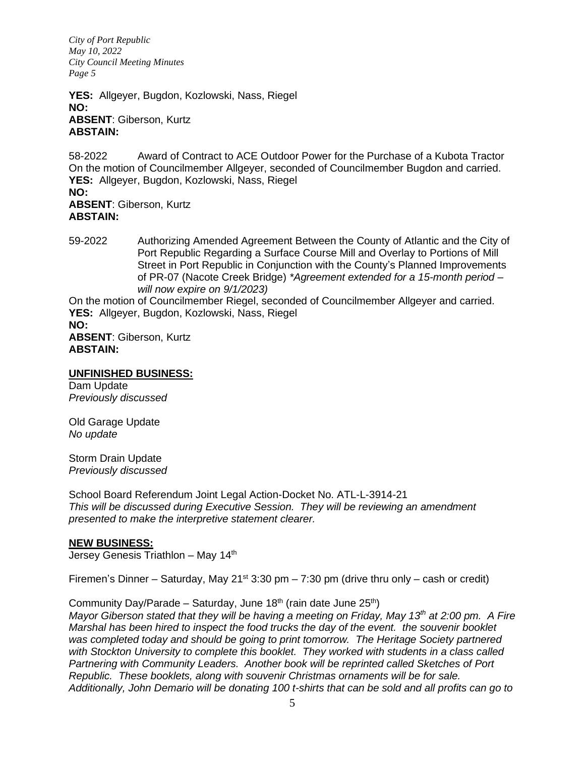**YES:** Allgeyer, Bugdon, Kozlowski, Nass, Riegel
**NO:**
**ABSENT**: Giberson, Kurtz
**ABSTAIN:**

58-2022 Award of Contract to ACE Outdoor Power for the Purchase of a Kubota Tractor
On the motion of Councilmember Allgeyer, seconded of Councilmember Bugdon and carried.
**YES:** Allgeyer, Bugdon, Kozlowski, Nass, Riegel
**NO:**
**ABSENT**: Giberson, Kurtz
**ABSTAIN:**

59-2022 Authorizing Amended Agreement Between the County of Atlantic and the City of Port Republic Regarding a Surface Course Mill and Overlay to Portions of Mill Street in Port Republic in Conjunction with the County's Planned Improvements of PR-07 (Nacote Creek Bridge) *\*Agreement extended for a 15-month period – will now expire on 9/1/2023)*
On the motion of Councilmember Riegel, seconded of Councilmember Allgeyer and carried.
**YES:** Allgeyer, Bugdon, Kozlowski, Nass, Riegel
**NO:**
**ABSENT**: Giberson, Kurtz
**ABSTAIN:**

**UNFINISHED BUSINESS:**

Dam Update
*Previously discussed*

Old Garage Update
*No update*

Storm Drain Update
*Previously discussed*

School Board Referendum Joint Legal Action-Docket No. ATL-L-3914-21
*This will be discussed during Executive Session. They will be reviewing an amendment presented to make the interpretive statement clearer.*

**NEW BUSINESS:**

Jersey Genesis Triathlon – May 14th

Firemen's Dinner – Saturday, May 21st 3:30 pm – 7:30 pm (drive thru only – cash or credit)

Community Day/Parade – Saturday, June 18th (rain date June 25th)
*Mayor Giberson stated that they will be having a meeting on Friday, May 13th at 2:00 pm. A Fire Marshal has been hired to inspect the food trucks the day of the event. the souvenir booklet was completed today and should be going to print tomorrow. The Heritage Society partnered with Stockton University to complete this booklet. They worked with students in a class called Partnering with Community Leaders. Another book will be reprinted called Sketches of Port Republic. These booklets, along with souvenir Christmas ornaments will be for sale. Additionally, John Demario will be donating 100 t-shirts that can be sold and all profits can go to*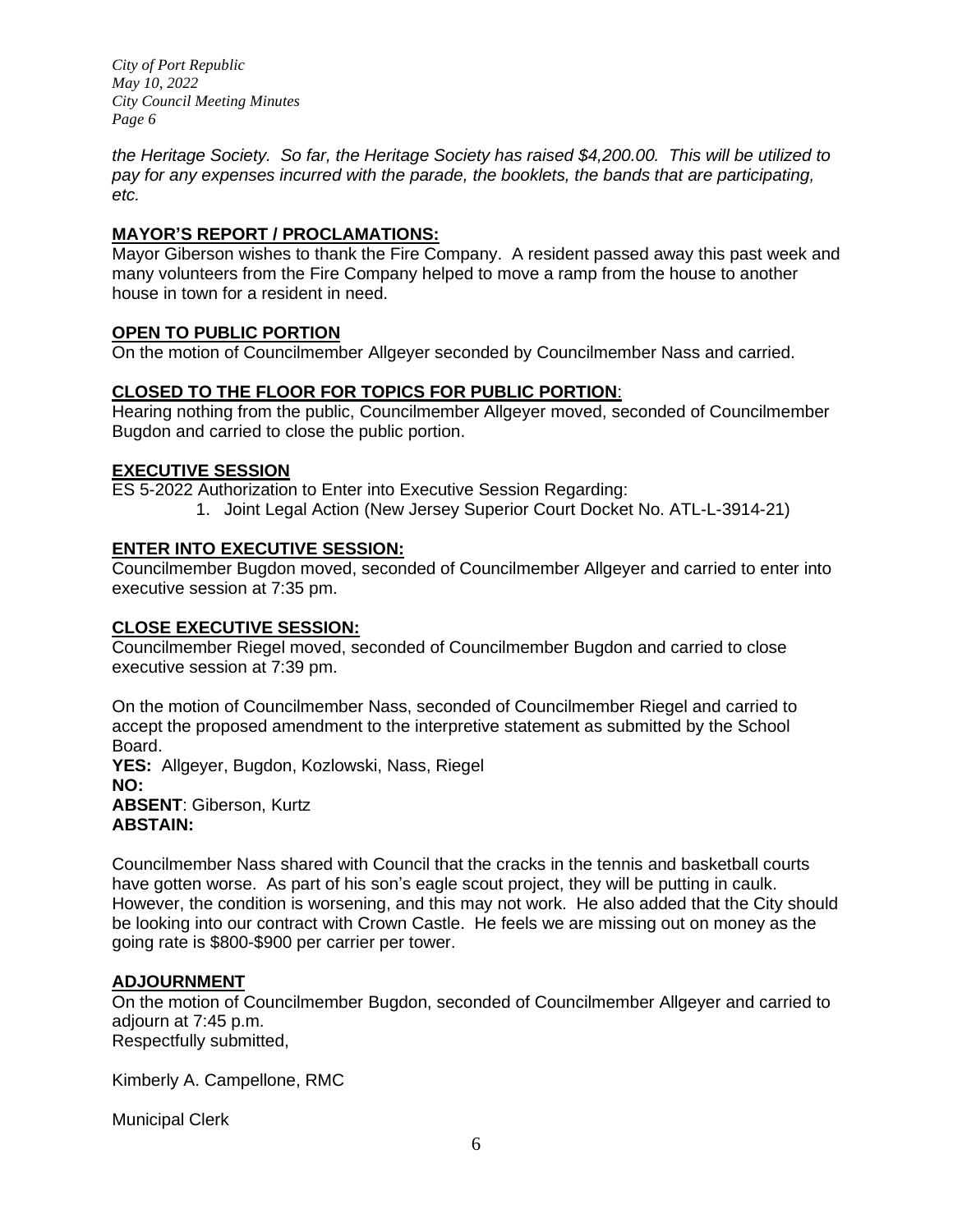*the Heritage Society. So far, the Heritage Society has raised $4,200.00. This will be utilized to pay for any expenses incurred with the parade, the booklets, the bands that are participating, etc.*

## MAYOR'S REPORT / PROCLAMATIONS:

Mayor Giberson wishes to thank the Fire Company. A resident passed away this past week and many volunteers from the Fire Company helped to move a ramp from the house to another house in town for a resident in need.

## OPEN TO PUBLIC PORTION

On the motion of Councilmember Allgeyer seconded by Councilmember Nass and carried.

## CLOSED TO THE FLOOR FOR TOPICS FOR PUBLIC PORTION:

Hearing nothing from the public, Councilmember Allgeyer moved, seconded of Councilmember Bugdon and carried to close the public portion.

## EXECUTIVE SESSION

ES 5-2022 Authorization to Enter into Executive Session Regarding:

1. Joint Legal Action (New Jersey Superior Court Docket No. ATL-L-3914-21)

## ENTER INTO EXECUTIVE SESSION:

Councilmember Bugdon moved, seconded of Councilmember Allgeyer and carried to enter into executive session at 7:35 pm.

## CLOSE EXECUTIVE SESSION:

Councilmember Riegel moved, seconded of Councilmember Bugdon and carried to close executive session at 7:39 pm.

On the motion of Councilmember Nass, seconded of Councilmember Riegel and carried to accept the proposed amendment to the interpretive statement as submitted by the School Board.

**YES:** Allgeyer, Bugdon, Kozlowski, Nass, Riegel
**NO:**
**ABSENT**: Giberson, Kurtz
**ABSTAIN:**

Councilmember Nass shared with Council that the cracks in the tennis and basketball courts have gotten worse. As part of his son's eagle scout project, they will be putting in caulk. However, the condition is worsening, and this may not work. He also added that the City should be looking into our contract with Crown Castle. He feels we are missing out on money as the going rate is $800-$900 per carrier per tower.

## ADJOURNMENT

On the motion of Councilmember Bugdon, seconded of Councilmember Allgeyer and carried to adjourn at 7:45 p.m.
Respectfully submitted,

Kimberly A. Campellone, RMC

Municipal Clerk